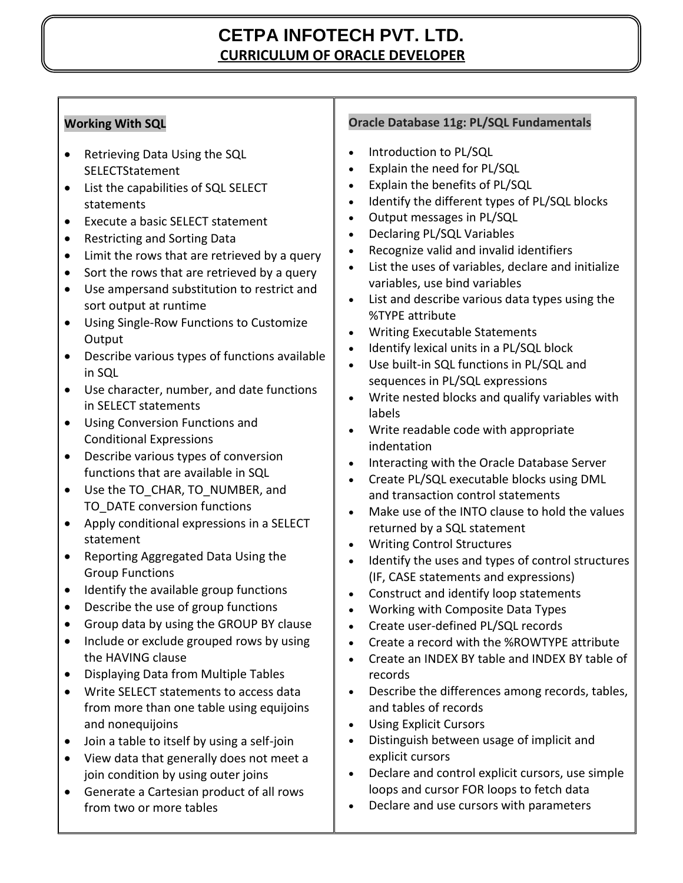# CETPA INFOTECH PVT. LTD.

## CURRICULUM OF ORACLE DEVELOPER

**Working With SQL**

- Retrieving Data Using the SQL SELECTStatement
- List the capabilities of SQL SELECT statements
- Execute a basic SELECT statement
- Restricting and Sorting Data
- Limit the rows that are retrieved by a query
- Sort the rows that are retrieved by a query
- Use ampersand substitution to restrict and sort output at runtime
- Using Single-Row Functions to Customize Output
- Describe various types of functions available in SQL
- Use character, number, and date functions in SELECT statements
- Using Conversion Functions and Conditional Expressions
- Describe various types of conversion functions that are available in SQL
- Use the TO_CHAR, TO_NUMBER, and TO_DATE conversion functions
- Apply conditional expressions in a SELECT statement
- Reporting Aggregated Data Using the Group Functions
- Identify the available group functions
- Describe the use of group functions
- Group data by using the GROUP BY clause
- Include or exclude grouped rows by using the HAVING clause
- Displaying Data from Multiple Tables
- Write SELECT statements to access data from more than one table using equijoins and nonequijoins
- Join a table to itself by using a self-join
- View data that generally does not meet a join condition by using outer joins
- Generate a Cartesian product of all rows from two or more tables

**Oracle Database 11g: PL/SQL Fundamentals**

- Introduction to PL/SQL
- Explain the need for PL/SQL
- Explain the benefits of PL/SQL
- Identify the different types of PL/SQL blocks
- Output messages in PL/SQL
- Declaring PL/SQL Variables
- Recognize valid and invalid identifiers
- List the uses of variables, declare and initialize variables, use bind variables
- List and describe various data types using the %TYPE attribute
- Writing Executable Statements
- Identify lexical units in a PL/SQL block
- Use built-in SQL functions in PL/SQL and sequences in PL/SQL expressions
- Write nested blocks and qualify variables with labels
- Write readable code with appropriate indentation
- Interacting with the Oracle Database Server
- Create PL/SQL executable blocks using DML and transaction control statements
- Make use of the INTO clause to hold the values returned by a SQL statement
- Writing Control Structures
- Identify the uses and types of control structures (IF, CASE statements and expressions)
- Construct and identify loop statements
- Working with Composite Data Types
- Create user-defined PL/SQL records
- Create a record with the %ROWTYPE attribute
- Create an INDEX BY table and INDEX BY table of records
- Describe the differences among records, tables, and tables of records
- Using Explicit Cursors
- Distinguish between usage of implicit and explicit cursors
- Declare and control explicit cursors, use simple loops and cursor FOR loops to fetch data
- Declare and use cursors with parameters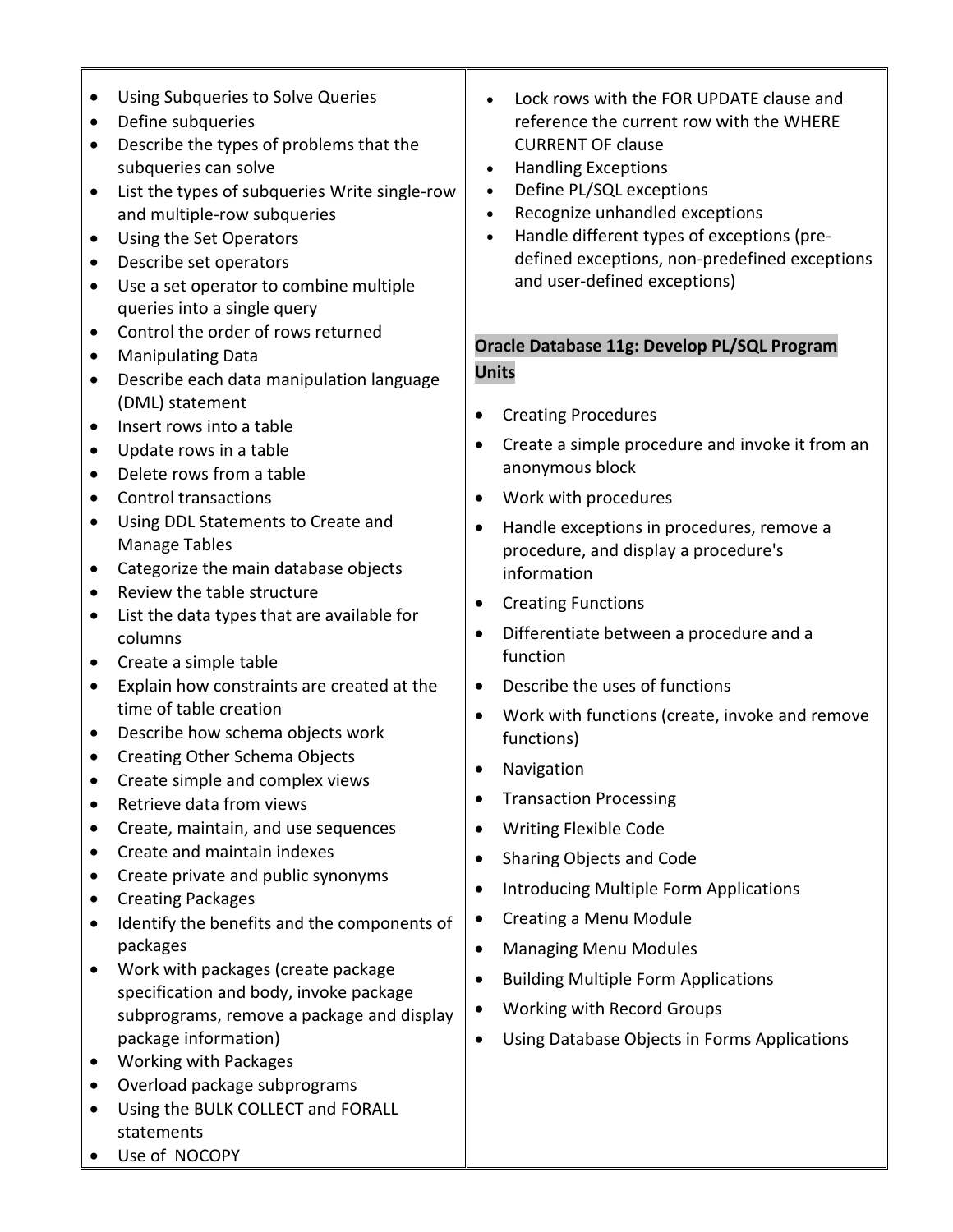- Using Subqueries to Solve Queries
- Define subqueries
- Describe the types of problems that the subqueries can solve
- List the types of subqueries Write single-row and multiple-row subqueries
- Using the Set Operators
- Describe set operators
- Use a set operator to combine multiple queries into a single query
- Control the order of rows returned
- Manipulating Data
- Describe each data manipulation language (DML) statement
- Insert rows into a table
- Update rows in a table
- Delete rows from a table
- Control transactions
- Using DDL Statements to Create and Manage Tables
- Categorize the main database objects
- Review the table structure
- List the data types that are available for columns
- Create a simple table
- Explain how constraints are created at the time of table creation
- Describe how schema objects work
- Creating Other Schema Objects
- Create simple and complex views
- Retrieve data from views
- Create, maintain, and use sequences
- Create and maintain indexes
- Create private and public synonyms
- Creating Packages
- Identify the benefits and the components of packages
- Work with packages (create package specification and body, invoke package subprograms, remove a package and display package information)
- Working with Packages
- Overload package subprograms
- Using the BULK COLLECT and FORALL statements
- Use of NOCOPY
- Lock rows with the FOR UPDATE clause and reference the current row with the WHERE CURRENT OF clause
- Handling Exceptions
- Define PL/SQL exceptions
- Recognize unhandled exceptions
- Handle different types of exceptions (pre-defined exceptions, non-predefined exceptions and user-defined exceptions)

**Oracle Database 11g: Develop PL/SQL Program Units**

- Creating Procedures
- Create a simple procedure and invoke it from an anonymous block
- Work with procedures
- Handle exceptions in procedures, remove a procedure, and display a procedure's information
- Creating Functions
- Differentiate between a procedure and a function
- Describe the uses of functions
- Work with functions (create, invoke and remove functions)
- Navigation
- Transaction Processing
- Writing Flexible Code
- Sharing Objects and Code
- Introducing Multiple Form Applications
- Creating a Menu Module
- Managing Menu Modules
- Building Multiple Form Applications
- Working with Record Groups
- Using Database Objects in Forms Applications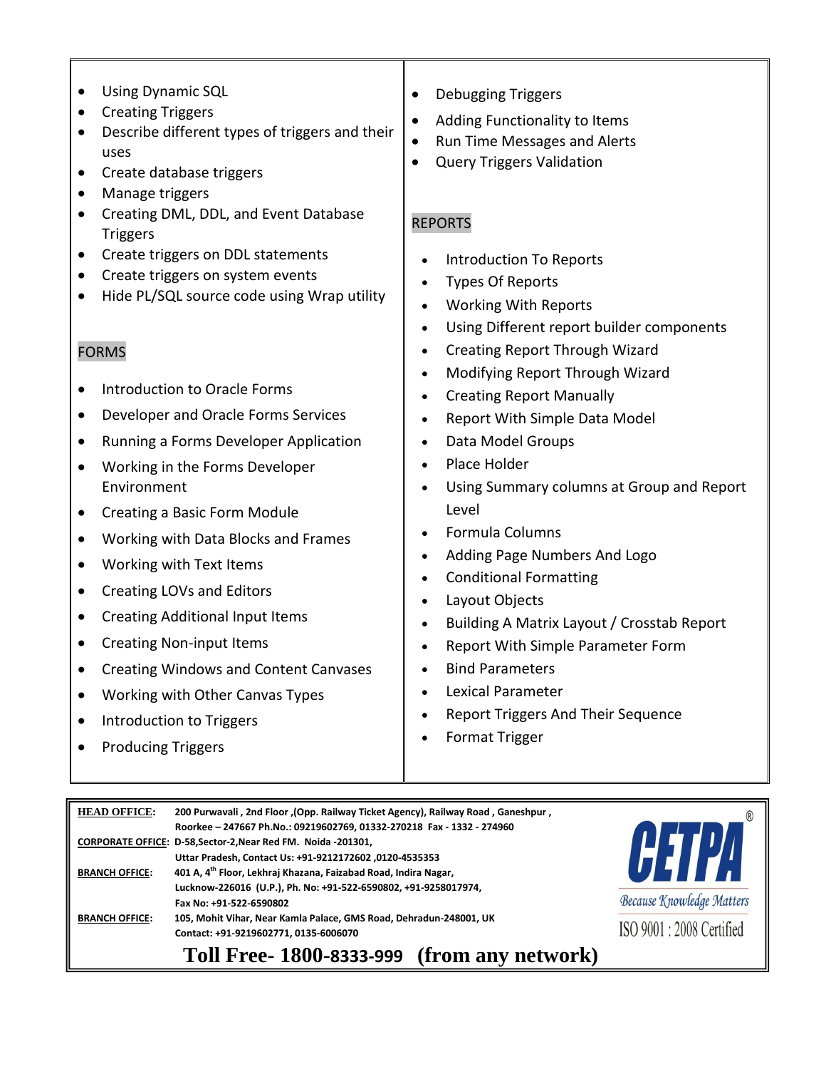- Using Dynamic SQL
- Creating Triggers
- Describe different types of triggers and their uses
- Create database triggers
- Manage triggers
- Creating DML, DDL, and Event Database Triggers
- Create triggers on DDL statements
- Create triggers on system events
- Hide PL/SQL source code using Wrap utility

## FORMS

- Introduction to Oracle Forms
- Developer and Oracle Forms Services
- Running a Forms Developer Application
- Working in the Forms Developer Environment
- Creating a Basic Form Module
- Working with Data Blocks and Frames
- Working with Text Items
- Creating LOVs and Editors
- Creating Additional Input Items
- Creating Non-input Items
- Creating Windows and Content Canvases
- Working with Other Canvas Types
- Introduction to Triggers
- Producing Triggers
- Debugging Triggers
- Adding Functionality to Items
- Run Time Messages and Alerts
- Query Triggers Validation

## REPORTS

- Introduction To Reports
- Types Of Reports
- Working With Reports
- Using Different report builder components
- Creating Report Through Wizard
- Modifying Report Through Wizard
- Creating Report Manually
- Report With Simple Data Model
- Data Model Groups
- Place Holder
- Using Summary columns at Group and Report Level
- Formula Columns
- Adding Page Numbers And Logo
- Conditional Formatting
- Layout Objects
- Building A Matrix Layout / Crosstab Report
- Report With Simple Parameter Form
- Bind Parameters
- Lexical Parameter
- Report Triggers And Their Sequence
- Format Trigger

**HEAD OFFICE:** 200 Purwavali , 2nd Floor ,(Opp. Railway Ticket Agency), Railway Road , Ganeshpur , Roorkee – 247667 Ph.No.: 09219602769, 01332-270218 Fax - 1332 - 274960

**CORPORATE OFFICE:** D-58,Sector-2,Near Red FM. Noida -201301, Uttar Pradesh, Contact Us: +91-9212172602 ,0120-4535353

**BRANCH OFFICE:** 401 A, 4th Floor, Lekhraj Khazana, Faizabad Road, Indira Nagar, Lucknow-226016 (U.P.), Ph. No: +91-522-6590802, +91-9258017974, Fax No: +91-522-6590802

**BRANCH OFFICE:** 105, Mohit Vihar, Near Kamla Palace, GMS Road, Dehradun-248001, UK Contact: +91-9219602771, 0135-6006070

CETPA®
Because Knowledge Matters
ISO 9001 : 2008 Certified

**Toll Free- 1800-8333-999 (from any network)**